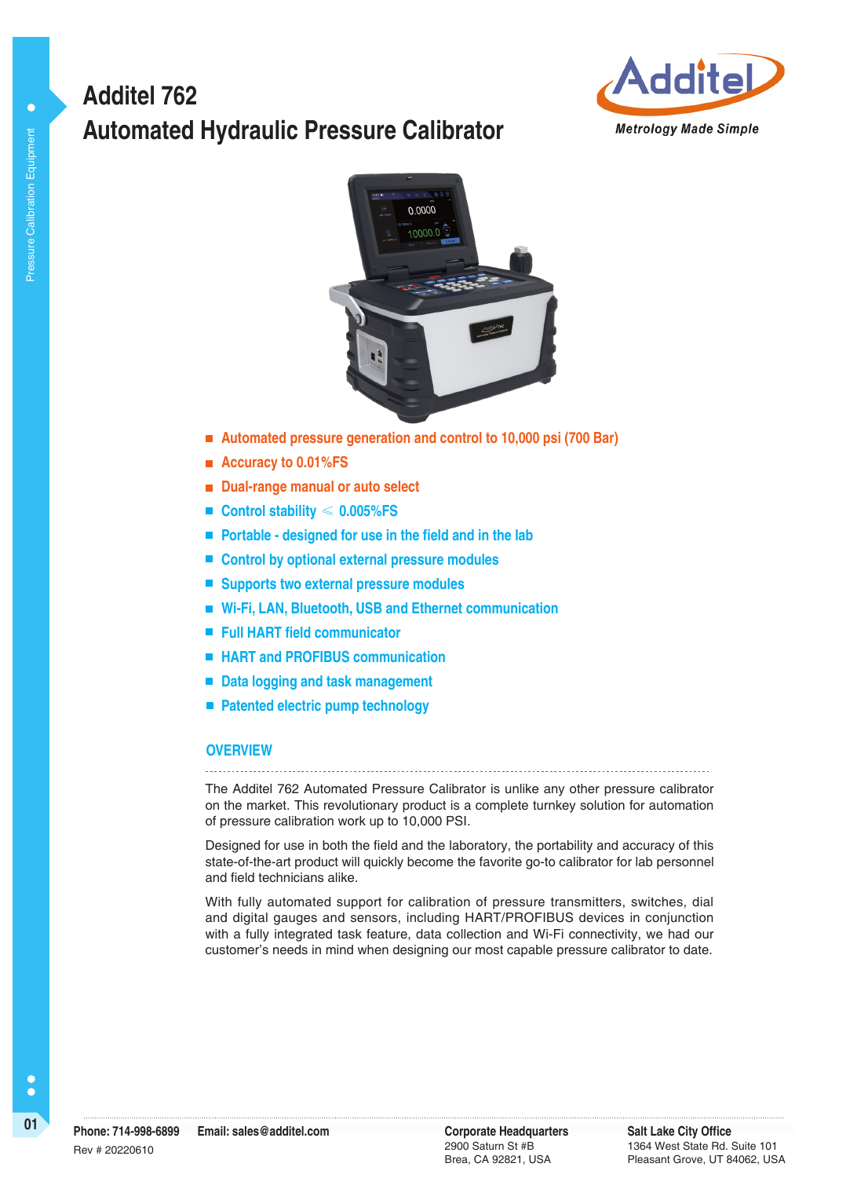# Additel 762
# Automated Hydraulic Pressure Calibrator

Additel
*Metrology Made Simple*

- **Automated pressure generation and control to 10,000 psi (700 Bar)**
- **Accuracy to 0.01%FS**
- **Dual-range manual or auto select**
- **Control stability ≤ 0.005%FS**
- **Portable - designed for use in the field and in the lab**
- **Control by optional external pressure modules**
- **Supports two external pressure modules**
- **Wi-Fi, LAN, Bluetooth, USB and Ethernet communication**
- **Full HART field communicator**
- **HART and PROFIBUS communication**
- **Data logging and task management**
- **Patented electric pump technology**

## OVERVIEW

The Additel 762 Automated Pressure Calibrator is unlike any other pressure calibrator on the market. This revolutionary product is a complete turnkey solution for automation of pressure calibration work up to 10,000 PSI.

Designed for use in both the field and the laboratory, the portability and accuracy of this state-of-the-art product will quickly become the favorite go-to calibrator for lab personnel and field technicians alike.

With fully automated support for calibration of pressure transmitters, switches, dial and digital gauges and sensors, including HART/PROFIBUS devices in conjunction with a fully integrated task feature, data collection and Wi-Fi connectivity, we had our customer's needs in mind when designing our most capable pressure calibrator to date.

**Phone: 714-998-6899** **Email: sales@additel.com**
Rev # 20220610

**Corporate Headquarters**
2900 Saturn St #B
Brea, CA 92821, USA

**Salt Lake City Office**
1364 West State Rd. Suite 101
Pleasant Grove, UT 84062, USA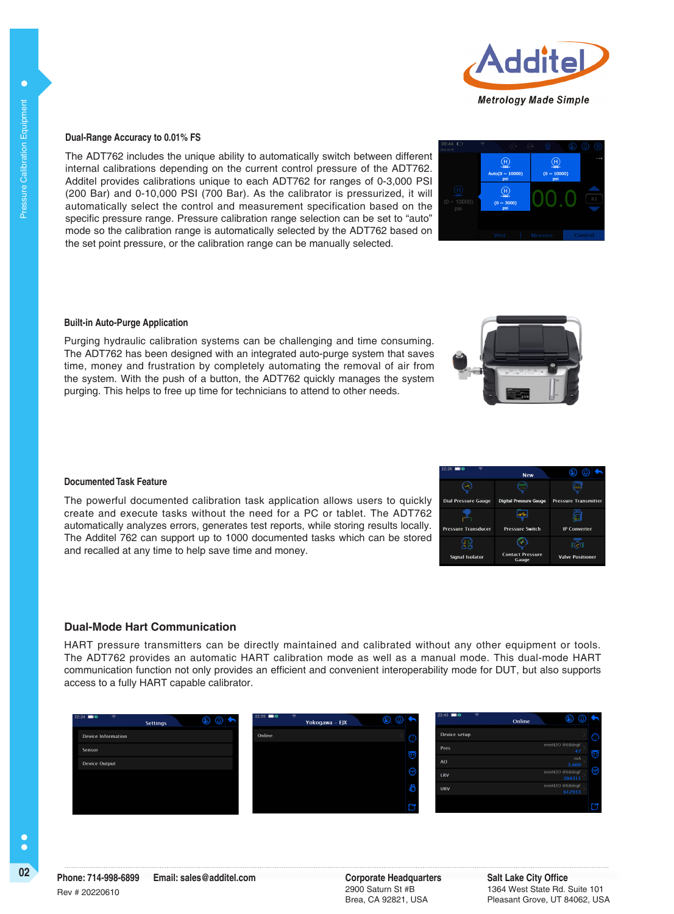## Dual-Range Accuracy to 0.01% FS

The ADT762 includes the unique ability to automatically switch between different internal calibrations depending on the current control pressure of the ADT762. Additel provides calibrations unique to each ADT762 for ranges of 0-3,000 PSI (200 Bar) and 0-10,000 PSI (700 Bar). As the calibrator is pressurized, it will automatically select the control and measurement specification based on the specific pressure range. Pressure calibration range selection can be set to "auto" mode so the calibration range is automatically selected by the ADT762 based on the set point pressure, or the calibration range can be manually selected.

## Built-in Auto-Purge Application

Purging hydraulic calibration systems can be challenging and time consuming. The ADT762 has been designed with an integrated auto-purge system that saves time, money and frustration by completely automating the removal of air from the system. With the push of a button, the ADT762 quickly manages the system purging. This helps to free up time for technicians to attend to other needs.

## Documented Task Feature

The powerful documented calibration task application allows users to quickly create and execute tasks without the need for a PC or tablet. The ADT762 automatically analyzes errors, generates test reports, while storing results locally. The Additel 762 can support up to 1000 documented tasks which can be stored and recalled at any time to help save time and money.

## Dual-Mode Hart Communication

HART pressure transmitters can be directly maintained and calibrated without any other equipment or tools. The ADT762 provides an automatic HART calibration mode as well as a manual mode. This dual-mode HART communication function not only provides an efficient and convenient interoperability mode for DUT, but also supports access to a fully HART capable calibrator.

**Phone: 714-998-6899** **Email: sales@additel.com**

Rev # 20220610

**Corporate Headquarters**
2900 Saturn St #B
Brea, CA 92821, USA

**Salt Lake City Office**
1364 West State Rd. Suite 101
Pleasant Grove, UT 84062, USA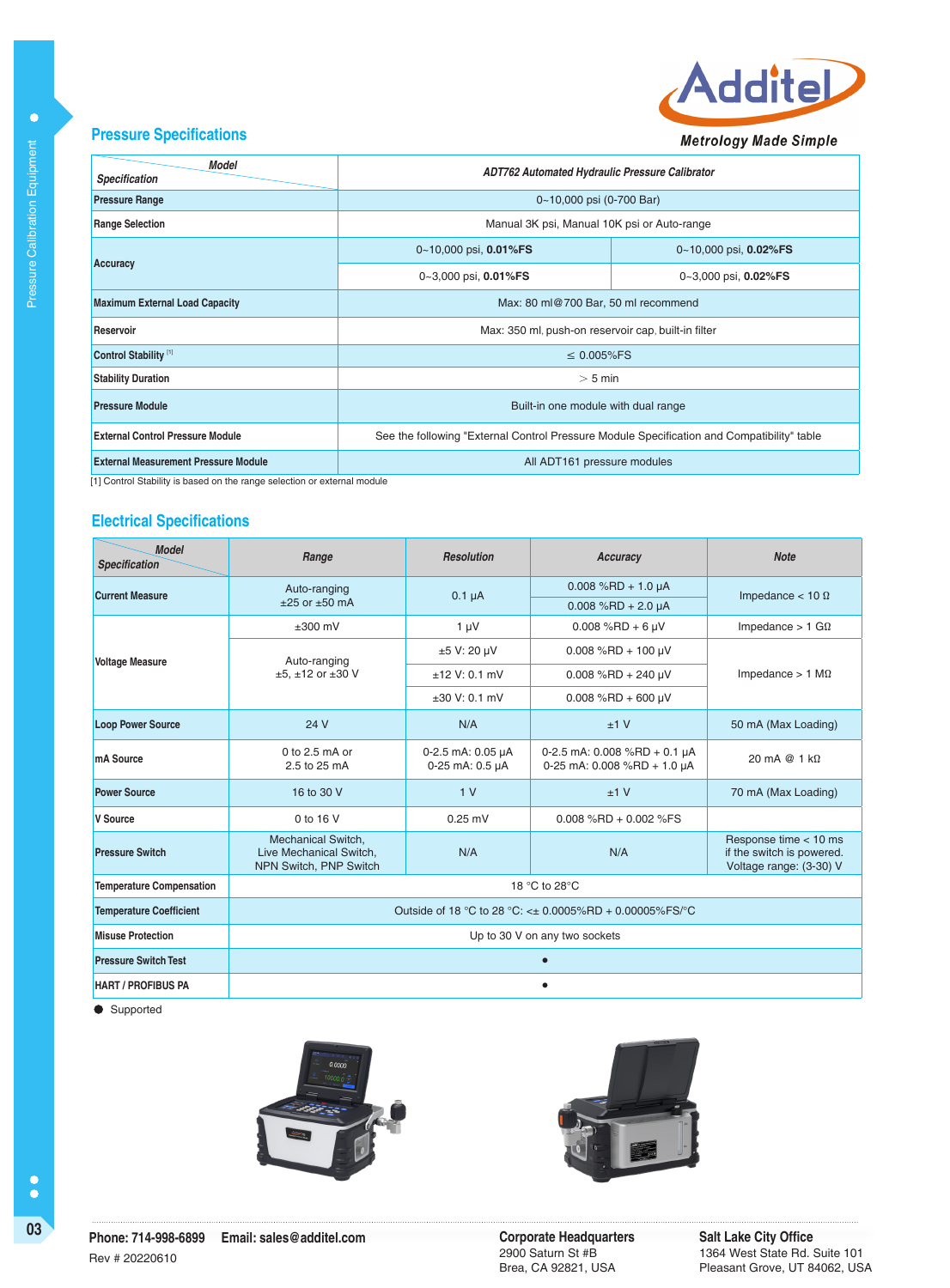## Pressure Specifications

| Specification / Model | ADT762 Automated Hydraulic Pressure Calibrator | |
|---|---|---|
| Pressure Range | 0~10,000 psi (0-700 Bar) | |
| Range Selection | Manual 3K psi, Manual 10K psi or Auto-range | |
| Accuracy | 0~10,000 psi, **0.01%FS** | 0~10,000 psi, **0.02%FS** |
| | 0~3,000 psi, **0.01%FS** | 0~3,000 psi, **0.02%FS** |
| Maximum External Load Capacity | Max: 80 ml@700 Bar, 50 ml recommend | |
| Reservoir | Max: 350 ml, push-on reservoir cap, built-in filter | |
| Control Stability [1] | ≤ 0.005%FS | |
| Stability Duration | > 5 min | |
| Pressure Module | Built-in one module with dual range | |
| External Control Pressure Module | See the following "External Control Pressure Module Specification and Compatibility" table | |
| External Measurement Pressure Module | All ADT161 pressure modules | |

[1] Control Stability is based on the range selection or external module

## Electrical Specifications

| Specification / Model | Range | Resolution | Accuracy | Note |
|---|---|---|---|---|
| Current Measure | Auto-ranging ±25 or ±50 mA | 0.1 μA | 0.008 %RD + 1.0 μA | Impedance < 10 Ω |
| | | | 0.008 %RD + 2.0 μA | |
| Voltage Measure | ±300 mV | 1 μV | 0.008 %RD + 6 μV | Impedance > 1 GΩ |
| | Auto-ranging ±5, ±12 or ±30 V | ±5 V: 20 μV | 0.008 %RD + 100 μV | Impedance > 1 MΩ |
| | | ±12 V: 0.1 mV | 0.008 %RD + 240 μV | |
| | | ±30 V: 0.1 mV | 0.008 %RD + 600 μV | |
| Loop Power Source | 24 V | N/A | ±1 V | 50 mA (Max Loading) |
| mA Source | 0 to 2.5 mA or 2.5 to 25 mA | 0-2.5 mA: 0.05 μA<br>0-25 mA: 0.5 μA | 0-2.5 mA: 0.008 %RD + 0.1 μA<br>0-25 mA: 0.008 %RD + 1.0 μA | 20 mA @ 1 kΩ |
| Power Source | 16 to 30 V | 1 V | ±1 V | 70 mA (Max Loading) |
| V Source | 0 to 16 V | 0.25 mV | 0.008 %RD + 0.002 %FS | |
| Pressure Switch | Mechanical Switch, Live Mechanical Switch, NPN Switch, PNP Switch | N/A | N/A | Response time < 10 ms if the switch is powered. Voltage range: (3-30) V |
| Temperature Compensation | 18 °C to 28°C | | | |
| Temperature Coefficient | Outside of 18 °C to 28 °C: <± 0.0005%RD + 0.00005%FS/°C | | | |
| Misuse Protection | Up to 30 V on any two sockets | | | |
| Pressure Switch Test | ● | | | |
| HART / PROFIBUS PA | ● | | | |

● Supported

**Phone: 714-998-6899** **Email: sales@additel.com**
Rev # 20220610

**Corporate Headquarters**
2900 Saturn St #B
Brea, CA 92821, USA

**Salt Lake City Office**
1364 West State Rd. Suite 101
Pleasant Grove, UT 84062, USA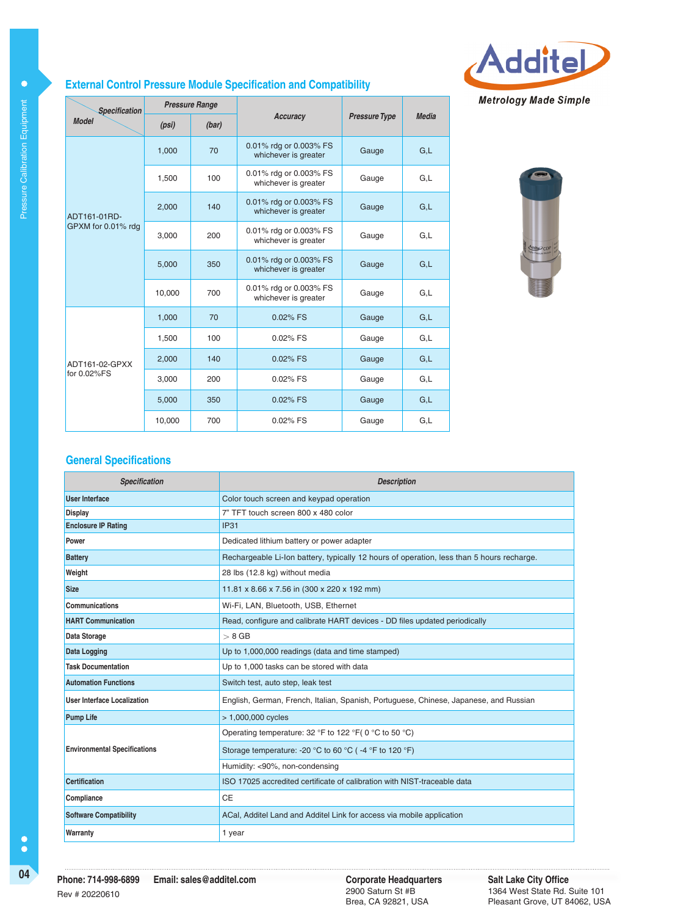## External Control Pressure Module Specification and Compatibility

| Model \ Specification | Pressure Range (psi) | Pressure Range (bar) | Accuracy | Pressure Type | Media |
|---|---|---|---|---|---|
| ADT161-01RD-GPXM for 0.01% rdg | 1,000 | 70 | 0.01% rdg or 0.003% FS whichever is greater | Gauge | G,L |
| | 1,500 | 100 | 0.01% rdg or 0.003% FS whichever is greater | Gauge | G,L |
| | 2,000 | 140 | 0.01% rdg or 0.003% FS whichever is greater | Gauge | G,L |
| | 3,000 | 200 | 0.01% rdg or 0.003% FS whichever is greater | Gauge | G,L |
| | 5,000 | 350 | 0.01% rdg or 0.003% FS whichever is greater | Gauge | G,L |
| | 10,000 | 700 | 0.01% rdg or 0.003% FS whichever is greater | Gauge | G,L |
| ADT161-02-GPXX for 0.02%FS | 1,000 | 70 | 0.02% FS | Gauge | G,L |
| | 1,500 | 100 | 0.02% FS | Gauge | G,L |
| | 2,000 | 140 | 0.02% FS | Gauge | G,L |
| | 3,000 | 200 | 0.02% FS | Gauge | G,L |
| | 5,000 | 350 | 0.02% FS | Gauge | G,L |
| | 10,000 | 700 | 0.02% FS | Gauge | G,L |

## General Specifications

| Specification | Description |
|---|---|
| User Interface | Color touch screen and keypad operation |
| Display | 7" TFT touch screen 800 x 480 color |
| Enclosure IP Rating | IP31 |
| Power | Dedicated lithium battery or power adapter |
| Battery | Rechargeable Li-Ion battery, typically 12 hours of operation, less than 5 hours recharge. |
| Weight | 28 lbs (12.8 kg) without media |
| Size | 11.81 x 8.66 x 7.56 in (300 x 220 x 192 mm) |
| Communications | Wi-Fi, LAN, Bluetooth, USB, Ethernet |
| HART Communication | Read, configure and calibrate HART devices - DD files updated periodically |
| Data Storage | > 8 GB |
| Data Logging | Up to 1,000,000 readings (data and time stamped) |
| Task Documentation | Up to 1,000 tasks can be stored with data |
| Automation Functions | Switch test, auto step, leak test |
| User Interface Localization | English, German, French, Italian, Spanish, Portuguese, Chinese, Japanese, and Russian |
| Pump Life | > 1,000,000 cycles |
| Environmental Specifications | Operating temperature: 32 °F to 122 °F( 0 °C to 50 °C) |
| | Storage temperature: -20 °C to 60 °C ( -4 °F to 120 °F) |
| | Humidity: <90%, non-condensing |
| Certification | ISO 17025 accredited certificate of calibration with NIST-traceable data |
| Compliance | CE |
| Software Compatibility | ACal, Additel Land and Additel Link for access via mobile application |
| Warranty | 1 year |

**Phone: 714-998-6899** **Email: sales@additel.com**

Rev # 20220610

**Corporate Headquarters**
2900 Saturn St #B
Brea, CA 92821, USA

**Salt Lake City Office**
1364 West State Rd. Suite 101
Pleasant Grove, UT 84062, USA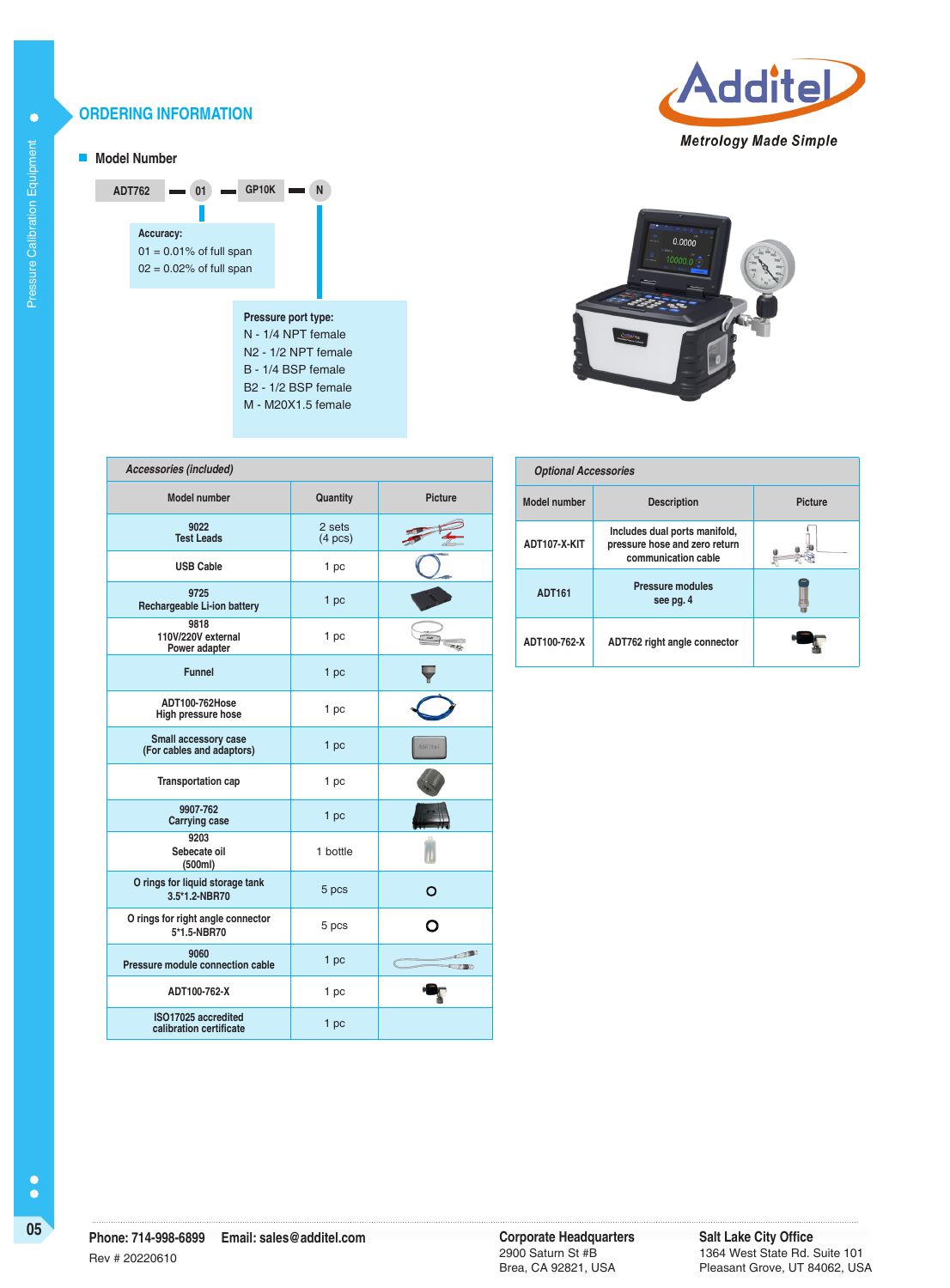## ORDERING INFORMATION

Additel
*Metrology Made Simple*

### Model Number

ADT762 — 01 — GP10K — N

**Accuracy:**
01 = 0.01% of full span
02 = 0.02% of full span

**Pressure port type:**
N - 1/4 NPT female
N2 - 1/2 NPT female
B - 1/4 BSP female
B2 - 1/2 BSP female
M - M20X1.5 female

*Accessories (included)*

| Model number | Quantity | Picture |
|---|---|---|
| 9022 Test Leads | 2 sets (4 pcs) | |
| USB Cable | 1 pc | |
| 9725 Rechargeable Li-ion battery | 1 pc | |
| 9818 110V/220V external Power adapter | 1 pc | |
| Funnel | 1 pc | |
| ADT100-762Hose High pressure hose | 1 pc | |
| Small accessory case (For cables and adaptors) | 1 pc | |
| Transportation cap | 1 pc | |
| 9907-762 Carrying case | 1 pc | |
| 9203 Sebecate oil (500ml) | 1 bottle | |
| O rings for liquid storage tank 3.5*1.2-NBR70 | 5 pcs | |
| O rings for right angle connector 5*1.5-NBR70 | 5 pcs | |
| 9060 Pressure module connection cable | 1 pc | |
| ADT100-762-X | 1 pc | |
| ISO17025 accredited calibration certificate | 1 pc | |

*Optional Accessories*

| Model number | Description | Picture |
|---|---|---|
| ADT107-X-KIT | Includes dual ports manifold, pressure hose and zero return communication cable | |
| ADT161 | Pressure modules see pg. 4 | |
| ADT100-762-X | ADT762 right angle connector | |

Phone: 714-998-6899 Email: sales@additel.com
Rev # 20220610

**Corporate Headquarters**
2900 Saturn St #B
Brea, CA 92821, USA

**Salt Lake City Office**
1364 West State Rd. Suite 101
Pleasant Grove, UT 84062, USA